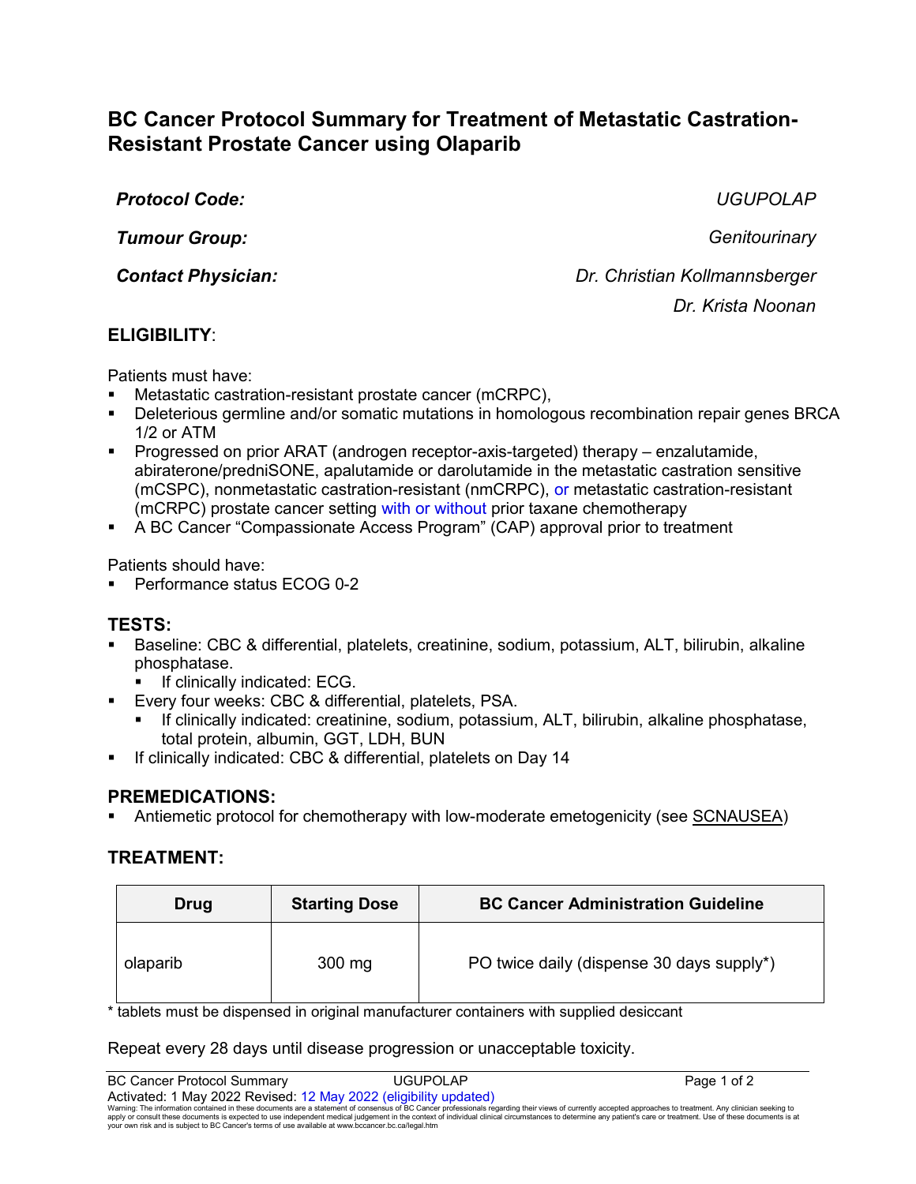# BC Cancer Protocol Summary for Treatment of Metastatic Castration-Resistant Prostate Cancer using Olaparib

***Protocol Code:*** *UGUPOLAP*

***Tumour Group:*** *Genitourinary*

***Contact Physician:*** *Dr. Christian Kollmannsberger*
*Dr. Krista Noonan*

## ELIGIBILITY:

Patients must have:
- Metastatic castration-resistant prostate cancer (mCRPC),
- Deleterious germline and/or somatic mutations in homologous recombination repair genes BRCA 1/2 or ATM
- Progressed on prior ARAT (androgen receptor-axis-targeted) therapy – enzalutamide, abiraterone/predniSONE, apalutamide or darolutamide in the metastatic castration sensitive (mCSPC), nonmetastatic castration-resistant (nmCRPC), or metastatic castration-resistant (mCRPC) prostate cancer setting with or without prior taxane chemotherapy
- A BC Cancer “Compassionate Access Program” (CAP) approval prior to treatment

Patients should have:
- Performance status ECOG 0-2

## TESTS:

- Baseline: CBC & differential, platelets, creatinine, sodium, potassium, ALT, bilirubin, alkaline phosphatase.
  - If clinically indicated: ECG.
- Every four weeks: CBC & differential, platelets, PSA.
  - If clinically indicated: creatinine, sodium, potassium, ALT, bilirubin, alkaline phosphatase, total protein, albumin, GGT, LDH, BUN
- If clinically indicated: CBC & differential, platelets on Day 14

## PREMEDICATIONS:

- Antiemetic protocol for chemotherapy with low-moderate emetogenicity (see SCNAUSEA)

## TREATMENT:

| Drug | Starting Dose | BC Cancer Administration Guideline |
|---|---|---|
| olaparib | 300 mg | PO twice daily (dispense 30 days supply*) |

* tablets must be dispensed in original manufacturer containers with supplied desiccant

Repeat every 28 days until disease progression or unacceptable toxicity.

Activated: 1 May 2022 Revised: 12 May 2022 (eligibility updated)

Warning: The information contained in these documents are a statement of consensus of BC Cancer professionals regarding their views of currently accepted approaches to treatment. Any clinician seeking to apply or consult these documents is expected to use independent medical judgement in the context of individual clinical circumstances to determine any patient's care or treatment. Use of these documents is at your own risk and is subject to BC Cancer's terms of use available at www.bccancer.bc.ca/legal.htm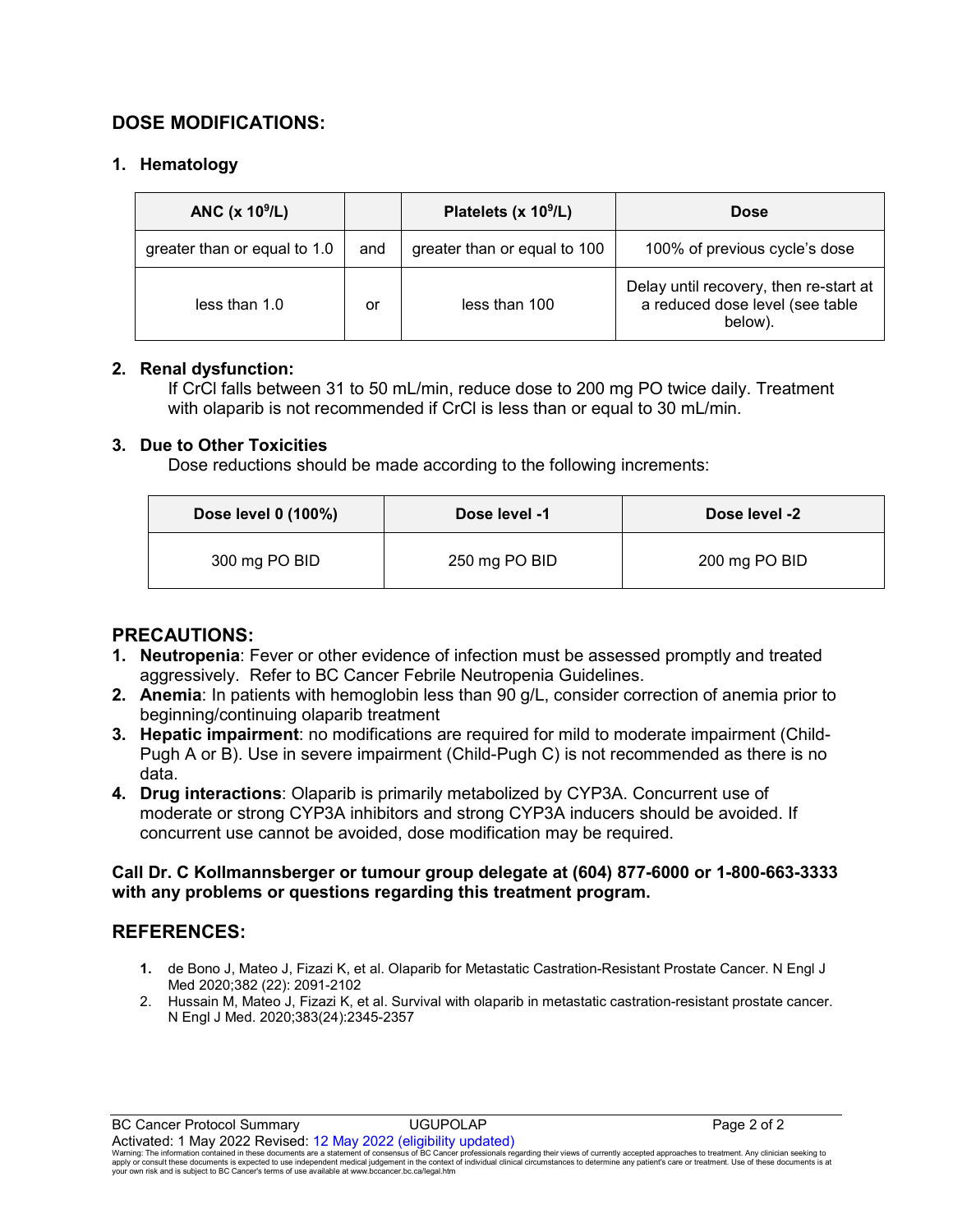## DOSE MODIFICATIONS:

### 1. Hematology

| ANC (x $10^9$/L) | | Platelets (x $10^9$/L) | Dose |
|---|---|---|---|
| greater than or equal to 1.0 | and | greater than or equal to 100 | 100% of previous cycle's dose |
| less than 1.0 | or | less than 100 | Delay until recovery, then re-start at a reduced dose level (see table below). |

### 2. Renal dysfunction:

If CrCl falls between 31 to 50 mL/min, reduce dose to 200 mg PO twice daily. Treatment with olaparib is not recommended if CrCl is less than or equal to 30 mL/min.

### 3. Due to Other Toxicities

Dose reductions should be made according to the following increments:

| Dose level 0 (100%) | Dose level -1 | Dose level -2 |
|---|---|---|
| 300 mg PO BID | 250 mg PO BID | 200 mg PO BID |

## PRECAUTIONS:

1. **Neutropenia**: Fever or other evidence of infection must be assessed promptly and treated aggressively. Refer to BC Cancer Febrile Neutropenia Guidelines.
2. **Anemia**: In patients with hemoglobin less than 90 g/L, consider correction of anemia prior to beginning/continuing olaparib treatment
3. **Hepatic impairment**: no modifications are required for mild to moderate impairment (Child-Pugh A or B). Use in severe impairment (Child-Pugh C) is not recommended as there is no data.
4. **Drug interactions**: Olaparib is primarily metabolized by CYP3A. Concurrent use of moderate or strong CYP3A inhibitors and strong CYP3A inducers should be avoided. If concurrent use cannot be avoided, dose modification may be required.

**Call Dr. C Kollmannsberger or tumour group delegate at (604) 877-6000 or 1-800-663-3333 with any problems or questions regarding this treatment program.**

## REFERENCES:

1. de Bono J, Mateo J, Fizazi K, et al. Olaparib for Metastatic Castration-Resistant Prostate Cancer. N Engl J Med 2020;382 (22): 2091-2102
2. Hussain M, Mateo J, Fizazi K, et al. Survival with olaparib in metastatic castration-resistant prostate cancer. N Engl J Med. 2020;383(24):2345-2357